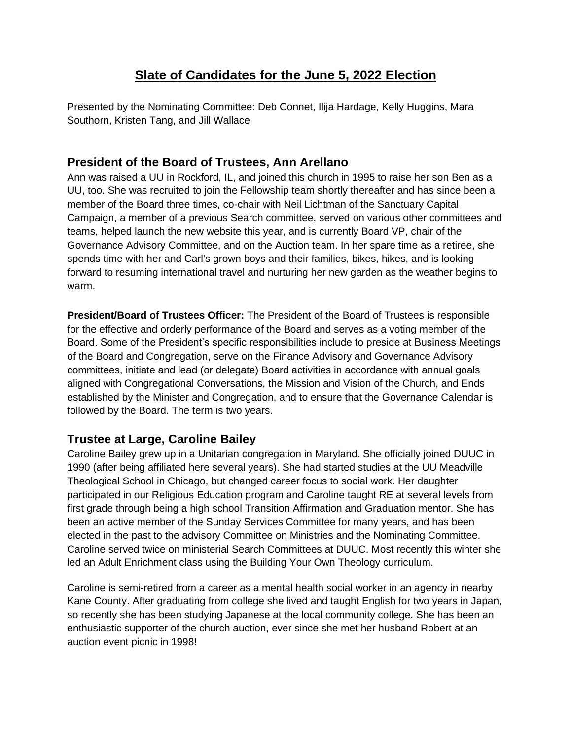# Slate of Candidates for the June 5, 2022 Election

Presented by the Nominating Committee: Deb Connet, Ilija Hardage, Kelly Huggins, Mara Southorn, Kristen Tang, and Jill Wallace

## President of the Board of Trustees, Ann Arellano

Ann was raised a UU in Rockford, IL, and joined this church in 1995 to raise her son Ben as a UU, too. She was recruited to join the Fellowship team shortly thereafter and has since been a member of the Board three times, co-chair with Neil Lichtman of the Sanctuary Capital Campaign, a member of a previous Search committee, served on various other committees and teams, helped launch the new website this year, and is currently Board VP, chair of the Governance Advisory Committee, and on the Auction team. In her spare time as a retiree, she spends time with her and Carl's grown boys and their families, bikes, hikes, and is looking forward to resuming international travel and nurturing her new garden as the weather begins to warm.

**President/Board of Trustees Officer:** The President of the Board of Trustees is responsible for the effective and orderly performance of the Board and serves as a voting member of the Board. Some of the President's specific responsibilities include to preside at Business Meetings of the Board and Congregation, serve on the Finance Advisory and Governance Advisory committees, initiate and lead (or delegate) Board activities in accordance with annual goals aligned with Congregational Conversations, the Mission and Vision of the Church, and Ends established by the Minister and Congregation, and to ensure that the Governance Calendar is followed by the Board. The term is two years.

## Trustee at Large, Caroline Bailey

Caroline Bailey grew up in a Unitarian congregation in Maryland. She officially joined DUUC in 1990 (after being affiliated here several years). She had started studies at the UU Meadville Theological School in Chicago, but changed career focus to social work. Her daughter participated in our Religious Education program and Caroline taught RE at several levels from first grade through being a high school Transition Affirmation and Graduation mentor. She has been an active member of the Sunday Services Committee for many years, and has been elected in the past to the advisory Committee on Ministries and the Nominating Committee. Caroline served twice on ministerial Search Committees at DUUC. Most recently this winter she led an Adult Enrichment class using the Building Your Own Theology curriculum.

Caroline is semi-retired from a career as a mental health social worker in an agency in nearby Kane County. After graduating from college she lived and taught English for two years in Japan, so recently she has been studying Japanese at the local community college. She has been an enthusiastic supporter of the church auction, ever since she met her husband Robert at an auction event picnic in 1998!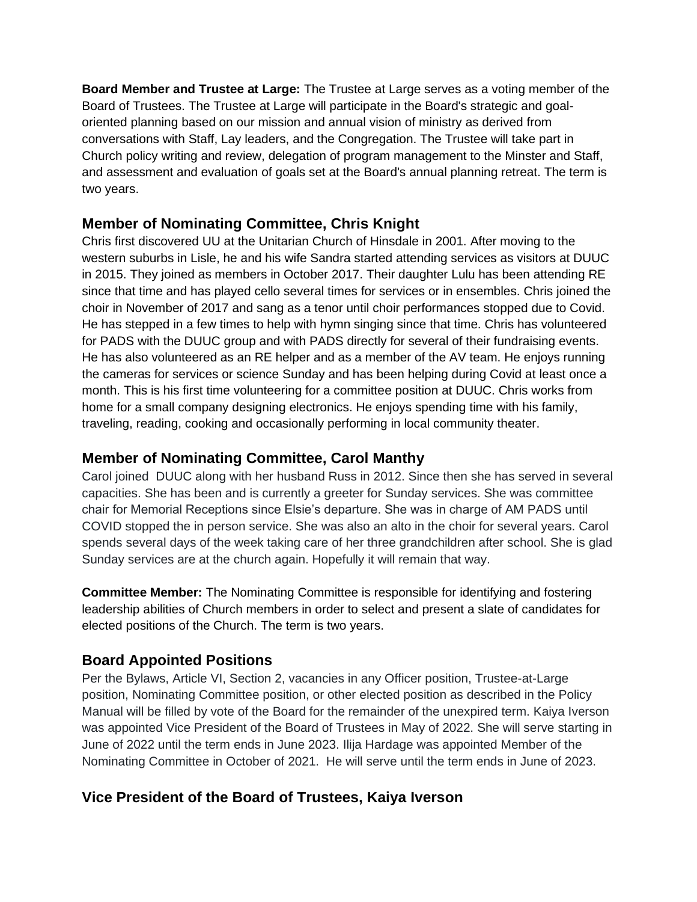**Board Member and Trustee at Large:** The Trustee at Large serves as a voting member of the Board of Trustees. The Trustee at Large will participate in the Board's strategic and goal-oriented planning based on our mission and annual vision of ministry as derived from conversations with Staff, Lay leaders, and the Congregation. The Trustee will take part in Church policy writing and review, delegation of program management to the Minster and Staff, and assessment and evaluation of goals set at the Board's annual planning retreat. The term is two years.

## Member of Nominating Committee, Chris Knight

Chris first discovered UU at the Unitarian Church of Hinsdale in 2001. After moving to the western suburbs in Lisle, he and his wife Sandra started attending services as visitors at DUUC in 2015. They joined as members in October 2017. Their daughter Lulu has been attending RE since that time and has played cello several times for services or in ensembles. Chris joined the choir in November of 2017 and sang as a tenor until choir performances stopped due to Covid. He has stepped in a few times to help with hymn singing since that time. Chris has volunteered for PADS with the DUUC group and with PADS directly for several of their fundraising events. He has also volunteered as an RE helper and as a member of the AV team. He enjoys running the cameras for services or science Sunday and has been helping during Covid at least once a month. This is his first time volunteering for a committee position at DUUC. Chris works from home for a small company designing electronics. He enjoys spending time with his family, traveling, reading, cooking and occasionally performing in local community theater.

## Member of Nominating Committee, Carol Manthy

Carol joined DUUC along with her husband Russ in 2012. Since then she has served in several capacities. She has been and is currently a greeter for Sunday services. She was committee chair for Memorial Receptions since Elsie's departure. She was in charge of AM PADS until COVID stopped the in person service. She was also an alto in the choir for several years. Carol spends several days of the week taking care of her three grandchildren after school. She is glad Sunday services are at the church again. Hopefully it will remain that way.

**Committee Member:** The Nominating Committee is responsible for identifying and fostering leadership abilities of Church members in order to select and present a slate of candidates for elected positions of the Church. The term is two years.

## Board Appointed Positions

Per the Bylaws, Article VI, Section 2, vacancies in any Officer position, Trustee-at-Large position, Nominating Committee position, or other elected position as described in the Policy Manual will be filled by vote of the Board for the remainder of the unexpired term. Kaiya Iverson was appointed Vice President of the Board of Trustees in May of 2022. She will serve starting in June of 2022 until the term ends in June 2023. Ilija Hardage was appointed Member of the Nominating Committee in October of 2021. He will serve until the term ends in June of 2023.

## Vice President of the Board of Trustees, Kaiya Iverson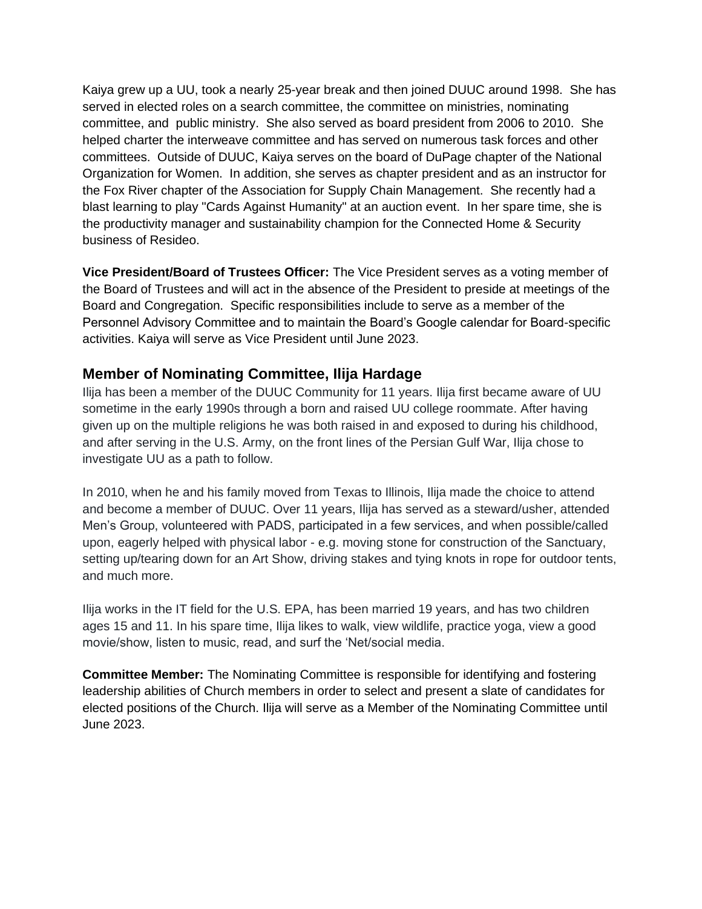Kaiya grew up a UU, took a nearly 25-year break and then joined DUUC around 1998. She has served in elected roles on a search committee, the committee on ministries, nominating committee, and public ministry. She also served as board president from 2006 to 2010. She helped charter the interweave committee and has served on numerous task forces and other committees. Outside of DUUC, Kaiya serves on the board of DuPage chapter of the National Organization for Women. In addition, she serves as chapter president and as an instructor for the Fox River chapter of the Association for Supply Chain Management. She recently had a blast learning to play "Cards Against Humanity" at an auction event. In her spare time, she is the productivity manager and sustainability champion for the Connected Home & Security business of Resideo.

**Vice President/Board of Trustees Officer:** The Vice President serves as a voting member of the Board of Trustees and will act in the absence of the President to preside at meetings of the Board and Congregation. Specific responsibilities include to serve as a member of the Personnel Advisory Committee and to maintain the Board's Google calendar for Board-specific activities. Kaiya will serve as Vice President until June 2023.

## Member of Nominating Committee, Ilija Hardage

Ilija has been a member of the DUUC Community for 11 years. Ilija first became aware of UU sometime in the early 1990s through a born and raised UU college roommate. After having given up on the multiple religions he was both raised in and exposed to during his childhood, and after serving in the U.S. Army, on the front lines of the Persian Gulf War, Ilija chose to investigate UU as a path to follow.

In 2010, when he and his family moved from Texas to Illinois, Ilija made the choice to attend and become a member of DUUC. Over 11 years, Ilija has served as a steward/usher, attended Men's Group, volunteered with PADS, participated in a few services, and when possible/called upon, eagerly helped with physical labor - e.g. moving stone for construction of the Sanctuary, setting up/tearing down for an Art Show, driving stakes and tying knots in rope for outdoor tents, and much more.

Ilija works in the IT field for the U.S. EPA, has been married 19 years, and has two children ages 15 and 11. In his spare time, Ilija likes to walk, view wildlife, practice yoga, view a good movie/show, listen to music, read, and surf the 'Net/social media.

**Committee Member:** The Nominating Committee is responsible for identifying and fostering leadership abilities of Church members in order to select and present a slate of candidates for elected positions of the Church. Ilija will serve as a Member of the Nominating Committee until June 2023.